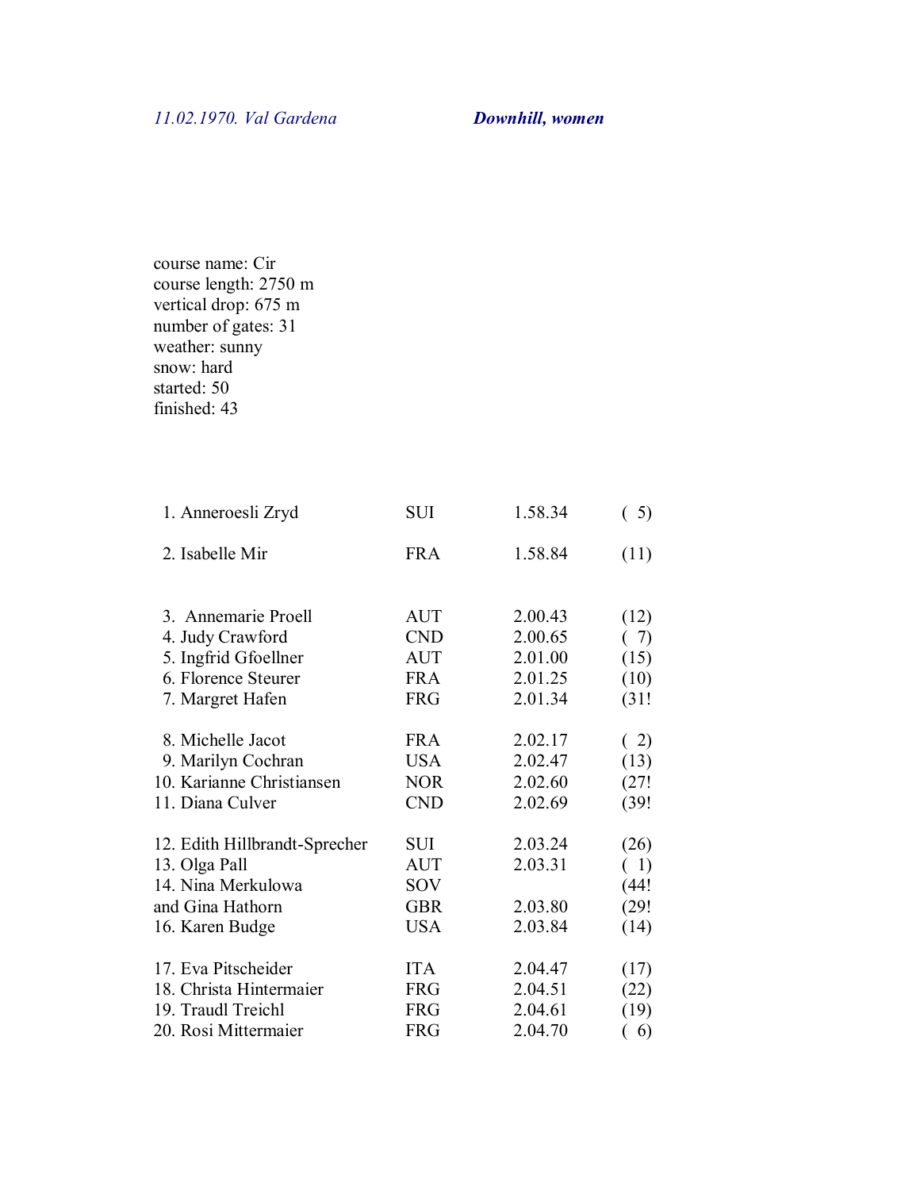*11.02.1970. Val Gardena* ***Downhill, women***

course name: Cir
course length: 2750 m
vertical drop: 675 m
number of gates: 31
weather: sunny
snow: hard
started: 50
finished: 43

| | | | |
|---|---|---|---|
| 1. Anneroesli Zryd | SUI | 1.58.34 | ( 5) |
| 2. Isabelle Mir | FRA | 1.58.84 | (11) |
| 3. Annemarie Proell | AUT | 2.00.43 | (12) |
| 4. Judy Crawford | CND | 2.00.65 | ( 7) |
| 5. Ingfrid Gfoellner | AUT | 2.01.00 | (15) |
| 6. Florence Steurer | FRA | 2.01.25 | (10) |
| 7. Margret Hafen | FRG | 2.01.34 | (31! |
| 8. Michelle Jacot | FRA | 2.02.17 | ( 2) |
| 9. Marilyn Cochran | USA | 2.02.47 | (13) |
| 10. Karianne Christiansen | NOR | 2.02.60 | (27! |
| 11. Diana Culver | CND | 2.02.69 | (39! |
| 12. Edith Hillbrandt-Sprecher | SUI | 2.03.24 | (26) |
| 13. Olga Pall | AUT | 2.03.31 | ( 1) |
| 14. Nina Merkulowa | SOV | | (44! |
| and Gina Hathorn | GBR | 2.03.80 | (29! |
| 16. Karen Budge | USA | 2.03.84 | (14) |
| 17. Eva Pitscheider | ITA | 2.04.47 | (17) |
| 18. Christa Hintermaier | FRG | 2.04.51 | (22) |
| 19. Traudl Treichl | FRG | 2.04.61 | (19) |
| 20. Rosi Mittermaier | FRG | 2.04.70 | ( 6) |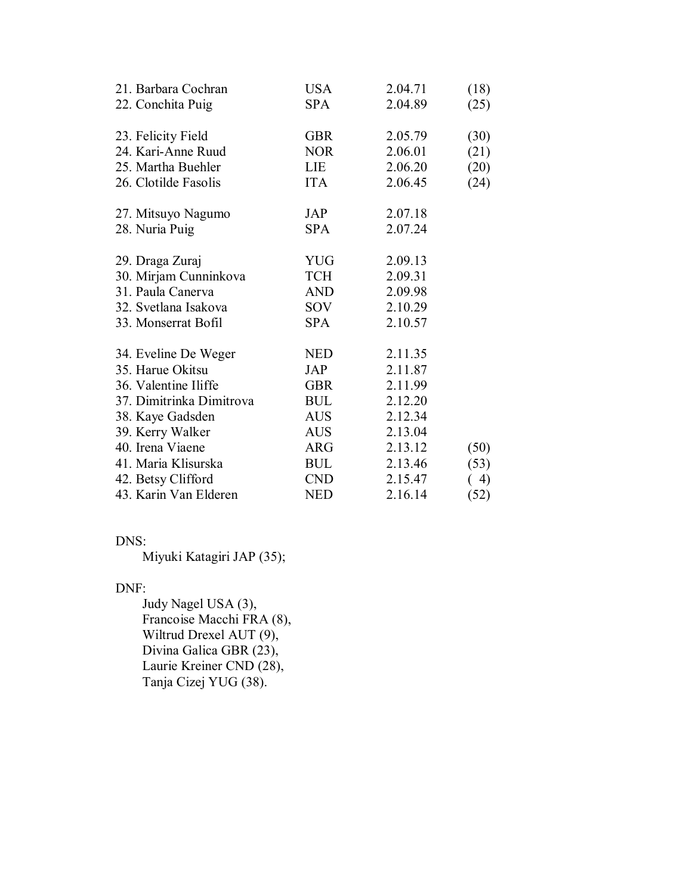| | | | |
|---|---|---|---|
| 21. Barbara Cochran | USA | 2.04.71 | (18) |
| 22. Conchita Puig | SPA | 2.04.89 | (25) |
| 23. Felicity Field | GBR | 2.05.79 | (30) |
| 24. Kari-Anne Ruud | NOR | 2.06.01 | (21) |
| 25. Martha Buehler | LIE | 2.06.20 | (20) |
| 26. Clotilde Fasolis | ITA | 2.06.45 | (24) |
| 27. Mitsuyo Nagumo | JAP | 2.07.18 | |
| 28. Nuria Puig | SPA | 2.07.24 | |
| 29. Draga Zuraj | YUG | 2.09.13 | |
| 30. Mirjam Cunninkova | TCH | 2.09.31 | |
| 31. Paula Canerva | AND | 2.09.98 | |
| 32. Svetlana Isakova | SOV | 2.10.29 | |
| 33. Monserrat Bofil | SPA | 2.10.57 | |
| 34. Eveline De Weger | NED | 2.11.35 | |
| 35. Harue Okitsu | JAP | 2.11.87 | |
| 36. Valentine Iliffe | GBR | 2.11.99 | |
| 37. Dimitrinka Dimitrova | BUL | 2.12.20 | |
| 38. Kaye Gadsden | AUS | 2.12.34 | |
| 39. Kerry Walker | AUS | 2.13.04 | |
| 40. Irena Viaene | ARG | 2.13.12 | (50) |
| 41. Maria Klisurska | BUL | 2.13.46 | (53) |
| 42. Betsy Clifford | CND | 2.15.47 | ( 4) |
| 43. Karin Van Elderen | NED | 2.16.14 | (52) |

DNS:

Miyuki Katagiri JAP (35);

DNF:

Judy Nagel USA (3),
Francoise Macchi FRA (8),
Wiltrud Drexel AUT (9),
Divina Galica GBR (23),
Laurie Kreiner CND (28),
Tanja Cizej YUG (38).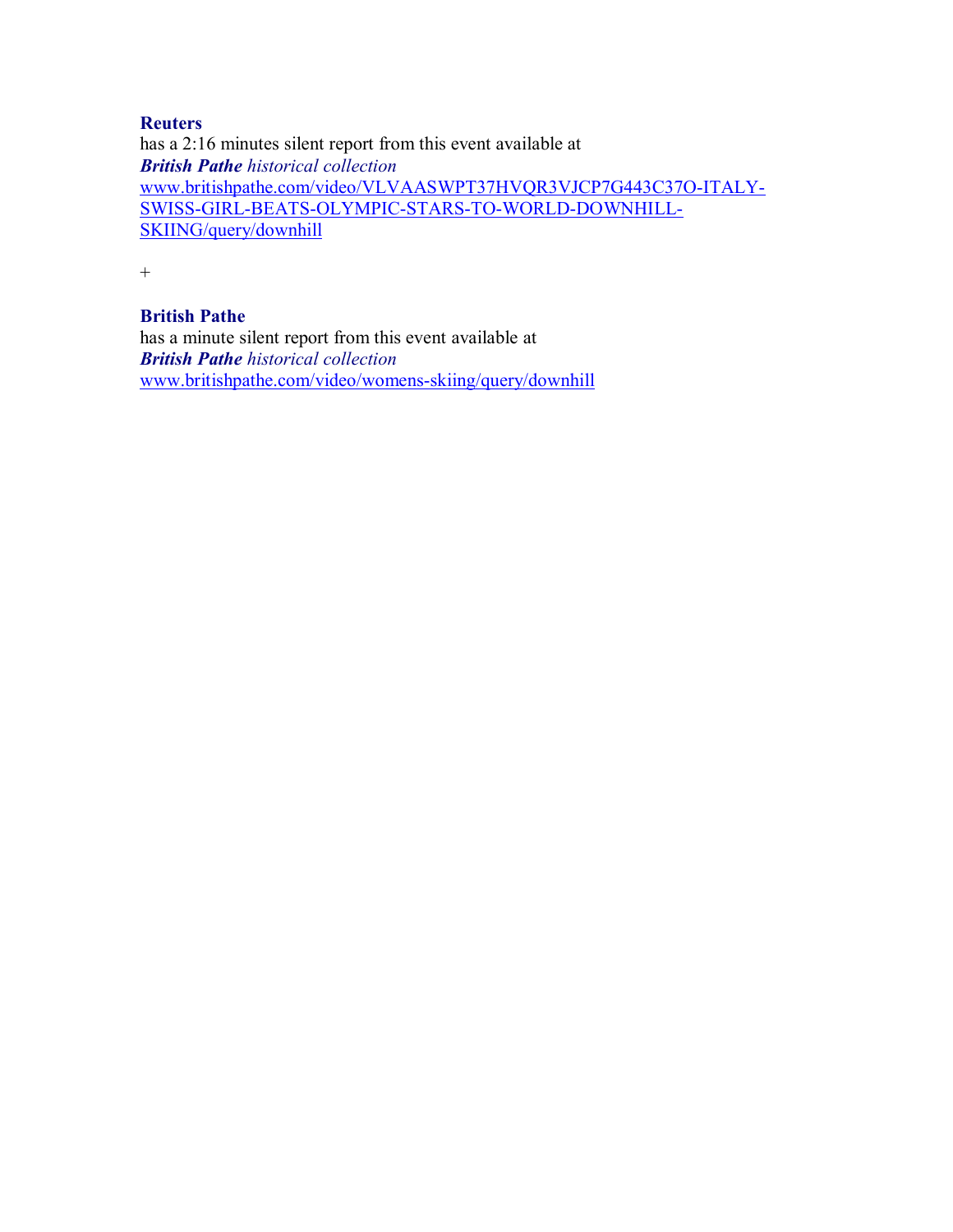**Reuters**
has a 2:16 minutes silent report from this event available at
***British Pathe*** *historical collection*
[www.britishpathe.com/video/VLVAASWPT37HVQR3VJCP7G443C37O-ITALY-SWISS-GIRL-BEATS-OLYMPIC-STARS-TO-WORLD-DOWNHILL-SKIING/query/downhill](www.britishpathe.com/video/VLVAASWPT37HVQR3VJCP7G443C37O-ITALY-SWISS-GIRL-BEATS-OLYMPIC-STARS-TO-WORLD-DOWNHILL-SKIING/query/downhill)

+

**British Pathe**
has a minute silent report from this event available at
***British Pathe*** *historical collection*
[www.britishpathe.com/video/womens-skiing/query/downhill](www.britishpathe.com/video/womens-skiing/query/downhill)